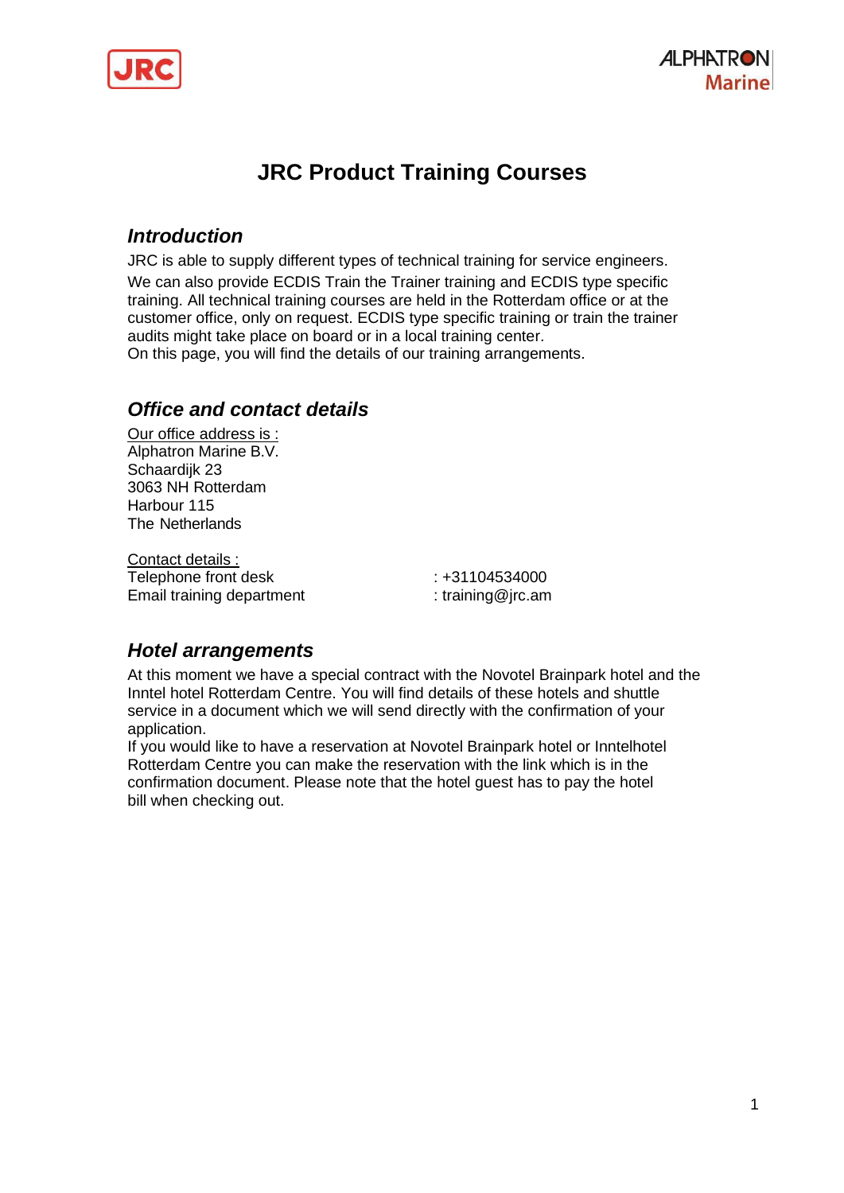# JRC Product Training Courses

## *Introduction*

JRC is able to supply different types of technical training for service engineers.
We can also provide ECDIS Train the Trainer training and ECDIS type specific training. All technical training courses are held in the Rotterdam office or at the customer office, only on request. ECDIS type specific training or train the trainer audits might take place on board or in a local training center.
On this page, you will find the details of our training arrangements.

## *Office and contact details*

Our office address is :
Alphatron Marine B.V.
Schaardijk 23
3063 NH Rotterdam
Harbour 115
The Netherlands

Contact details :

| | |
|---|---|
| Telephone front desk | : +31104534000 |
| Email training department | : training@jrc.am |

## *Hotel arrangements*

At this moment we have a special contract with the Novotel Brainpark hotel and the Inntel hotel Rotterdam Centre. You will find details of these hotels and shuttle service in a document which we will send directly with the confirmation of your application.
If you would like to have a reservation at Novotel Brainpark hotel or Inntelhotel Rotterdam Centre you can make the reservation with the link which is in the confirmation document. Please note that the hotel guest has to pay the hotel bill when checking out.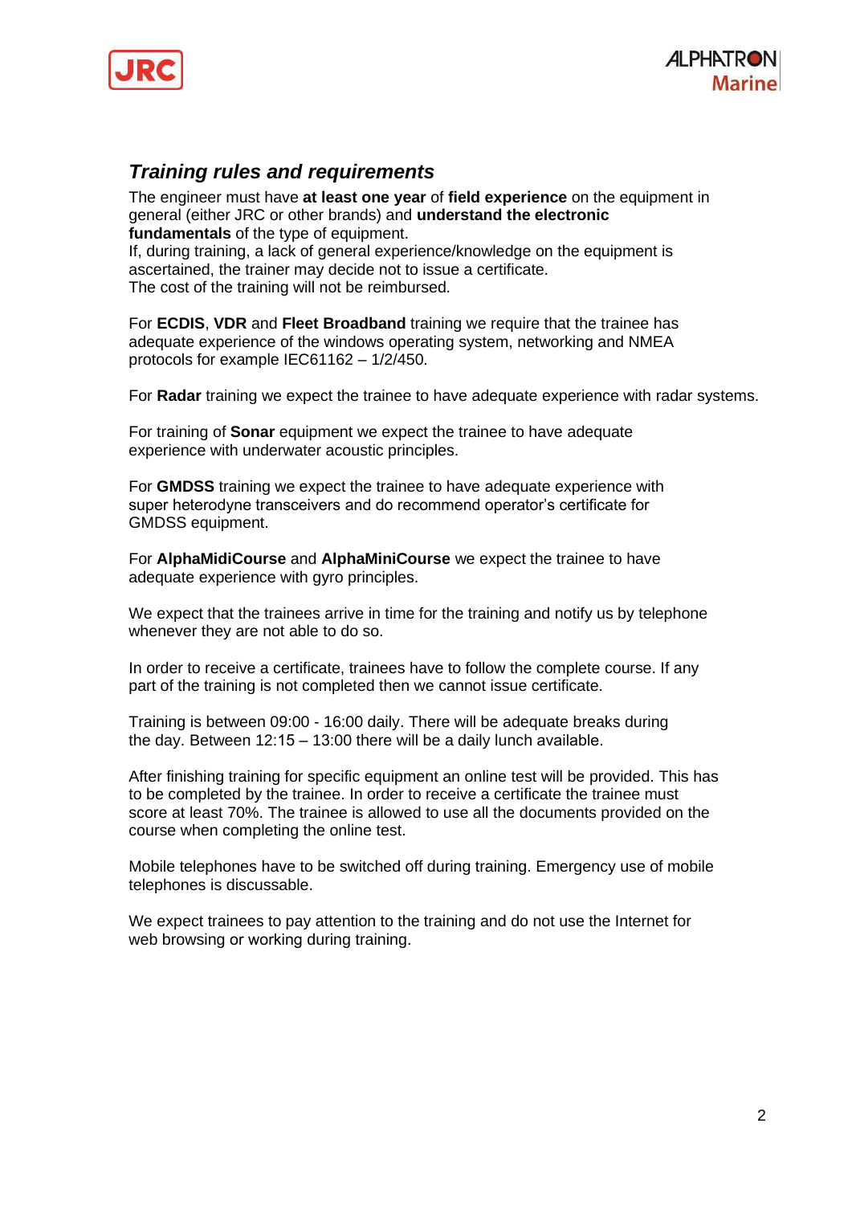## *Training rules and requirements*

The engineer must have **at least one year** of **field experience** on the equipment in general (either JRC or other brands) and **understand the electronic fundamentals** of the type of equipment.
If, during training, a lack of general experience/knowledge on the equipment is ascertained, the trainer may decide not to issue a certificate.
The cost of the training will not be reimbursed.

For **ECDIS**, **VDR** and **Fleet Broadband** training we require that the trainee has adequate experience of the windows operating system, networking and NMEA protocols for example IEC61162 – 1/2/450.

For **Radar** training we expect the trainee to have adequate experience with radar systems.

For training of **Sonar** equipment we expect the trainee to have adequate experience with underwater acoustic principles.

For **GMDSS** training we expect the trainee to have adequate experience with super heterodyne transceivers and do recommend operator's certificate for GMDSS equipment.

For **AlphaMidiCourse** and **AlphaMiniCourse** we expect the trainee to have adequate experience with gyro principles.

We expect that the trainees arrive in time for the training and notify us by telephone whenever they are not able to do so.

In order to receive a certificate, trainees have to follow the complete course. If any part of the training is not completed then we cannot issue certificate.

Training is between 09:00 - 16:00 daily. There will be adequate breaks during the day. Between 12:15 – 13:00 there will be a daily lunch available.

After finishing training for specific equipment an online test will be provided. This has to be completed by the trainee. In order to receive a certificate the trainee must score at least 70%. The trainee is allowed to use all the documents provided on the course when completing the online test.

Mobile telephones have to be switched off during training. Emergency use of mobile telephones is discussable.

We expect trainees to pay attention to the training and do not use the Internet for web browsing or working during training.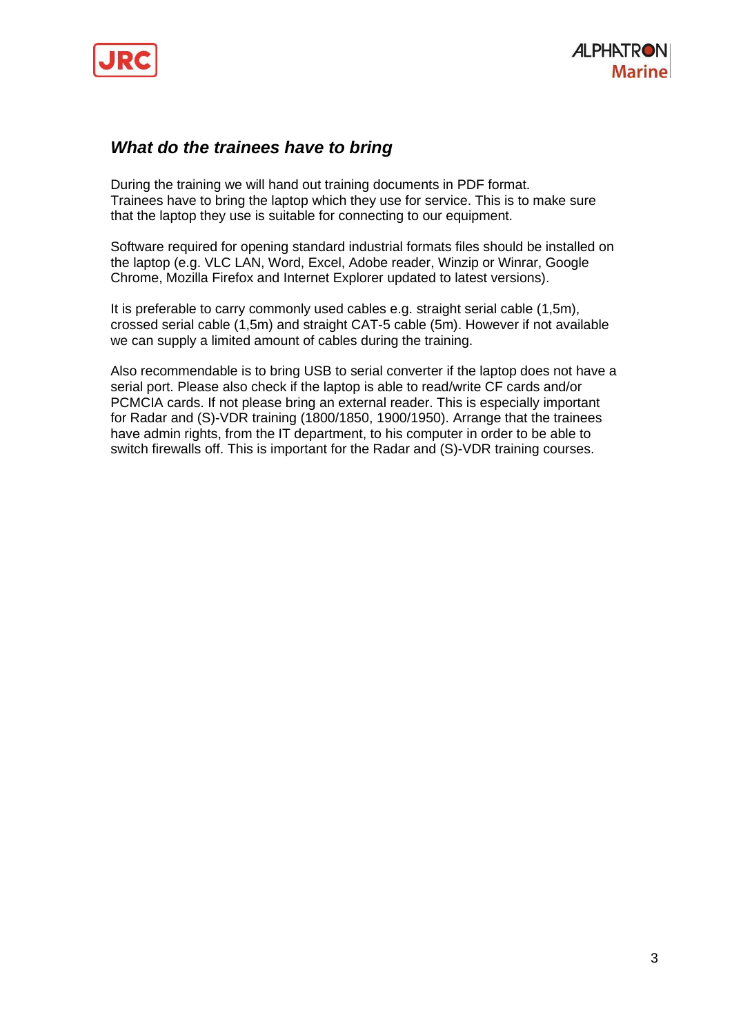### *What do the trainees have to bring*

During the training we will hand out training documents in PDF format.
Trainees have to bring the laptop which they use for service. This is to make sure that the laptop they use is suitable for connecting to our equipment.

Software required for opening standard industrial formats files should be installed on the laptop (e.g. VLC LAN, Word, Excel, Adobe reader, Winzip or Winrar, Google Chrome, Mozilla Firefox and Internet Explorer updated to latest versions).

It is preferable to carry commonly used cables e.g. straight serial cable (1,5m), crossed serial cable (1,5m) and straight CAT-5 cable (5m). However if not available we can supply a limited amount of cables during the training.

Also recommendable is to bring USB to serial converter if the laptop does not have a serial port. Please also check if the laptop is able to read/write CF cards and/or PCMCIA cards. If not please bring an external reader. This is especially important for Radar and (S)-VDR training (1800/1850, 1900/1950). Arrange that the trainees have admin rights, from the IT department, to his computer in order to be able to switch firewalls off. This is important for the Radar and (S)-VDR training courses.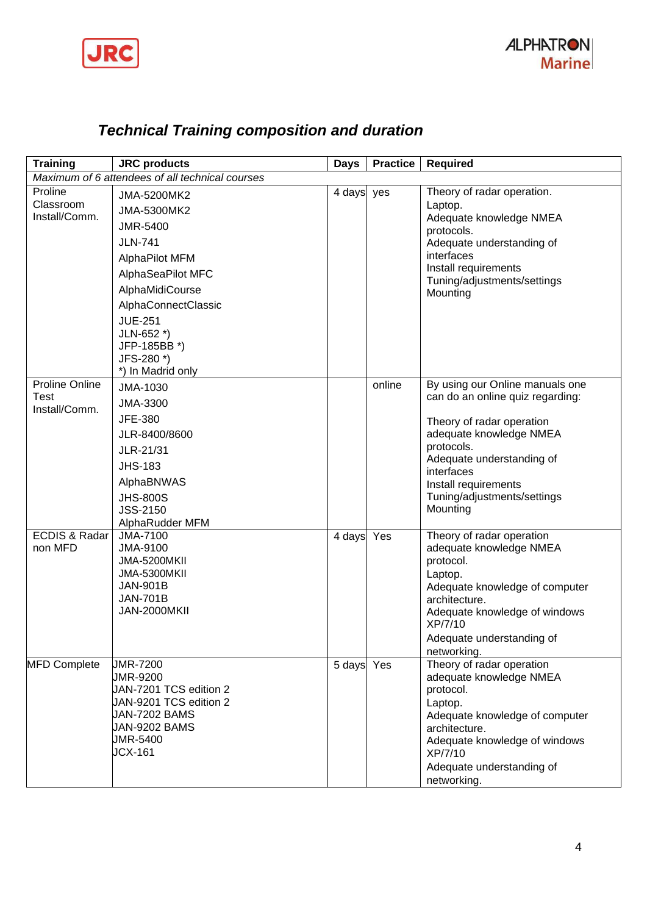## *Technical Training composition and duration*

| Training | JRC products | Days | Practice | Required |
|---|---|---|---|---|
| *Maximum of 6 attendees of all technical courses* | | | | |
| Proline Classroom Install/Comm. | JMA-5200MK2<br>JMA-5300MK2<br>JMR-5400<br>JLN-741<br>AlphaPilot MFM<br>AlphaSeaPilot MFC<br>AlphaMidiCourse<br>AlphaConnectClassic<br>JUE-251<br>JLN-652 *)<br>JFP-185BB *)<br>JFS-280 *)<br>*) In Madrid only | 4 days | yes | Theory of radar operation.<br>Laptop.<br>Adequate knowledge NMEA protocols.<br>Adequate understanding of interfaces<br>Install requirements<br>Tuning/adjustments/settings<br>Mounting |
| Proline Online Test Install/Comm. | JMA-1030<br>JMA-3300<br>JFE-380<br>JLR-8400/8600<br>JLR-21/31<br>JHS-183<br>AlphaBNWAS<br>JHS-800S<br>JSS-2150<br>AlphaRudder MFM | | online | By using our Online manuals one can do an online quiz regarding:<br><br>Theory of radar operation<br>adequate knowledge NMEA protocols.<br>Adequate understanding of interfaces<br>Install requirements<br>Tuning/adjustments/settings<br>Mounting |
| ECDIS & Radar non MFD | JMA-7100<br>JMA-9100<br>JMA-5200MKII<br>JMA-5300MKII<br>JAN-901B<br>JAN-701B<br>JAN-2000MKII | 4 days | Yes | Theory of radar operation<br>adequate knowledge NMEA protocol.<br>Laptop.<br>Adequate knowledge of computer architecture.<br>Adequate knowledge of windows XP/7/10<br>Adequate understanding of networking. |
| MFD Complete | JMR-7200<br>JMR-9200<br>JAN-7201 TCS edition 2<br>JAN-9201 TCS edition 2<br>JAN-7202 BAMS<br>JAN-9202 BAMS<br>JMR-5400<br>JCX-161 | 5 days | Yes | Theory of radar operation<br>adequate knowledge NMEA protocol.<br>Laptop.<br>Adequate knowledge of computer architecture.<br>Adequate knowledge of windows XP/7/10<br>Adequate understanding of networking. |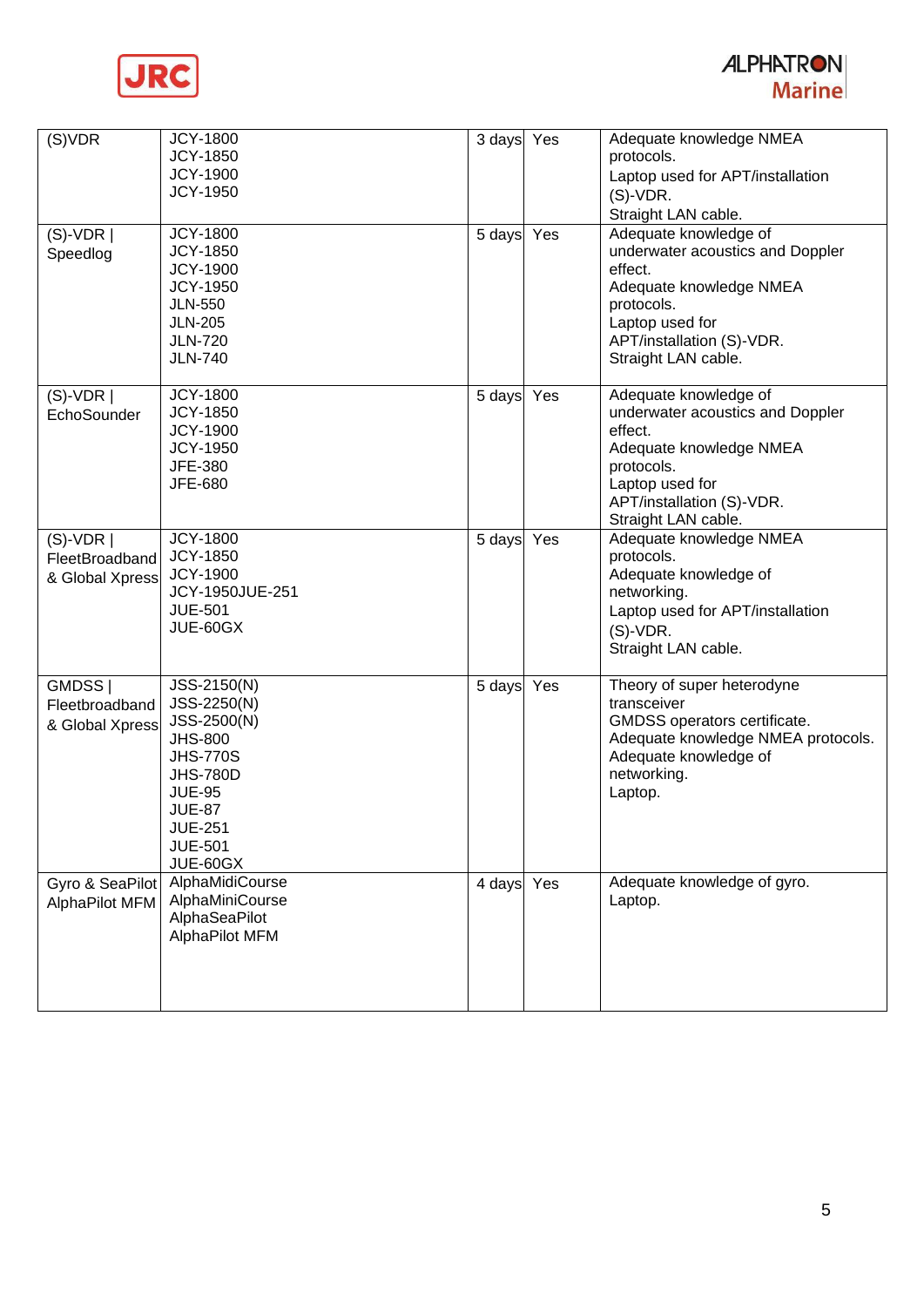| | | | | |
|---|---|---|---|---|
| (S)VDR | JCY-1800<br>JCY-1850<br>JCY-1900<br>JCY-1950 | 3 days | Yes | Adequate knowledge NMEA protocols.<br>Laptop used for APT/installation (S)-VDR.<br>Straight LAN cable. |
| (S)-VDR \| Speedlog | JCY-1800<br>JCY-1850<br>JCY-1900<br>JCY-1950<br>JLN-550<br>JLN-205<br>JLN-720<br>JLN-740 | 5 days | Yes | Adequate knowledge of underwater acoustics and Doppler effect.<br>Adequate knowledge NMEA protocols.<br>Laptop used for APT/installation (S)-VDR.<br>Straight LAN cable. |
| (S)-VDR \| EchoSounder | JCY-1800<br>JCY-1850<br>JCY-1900<br>JCY-1950<br>JFE-380<br>JFE-680 | 5 days | Yes | Adequate knowledge of underwater acoustics and Doppler effect.<br>Adequate knowledge NMEA protocols.<br>Laptop used for APT/installation (S)-VDR.<br>Straight LAN cable. |
| (S)-VDR \| FleetBroadband & Global Xpress | JCY-1800<br>JCY-1850<br>JCY-1900<br>JCY-1950JUE-251<br>JUE-501<br>JUE-60GX | 5 days | Yes | Adequate knowledge NMEA protocols.<br>Adequate knowledge of networking.<br>Laptop used for APT/installation (S)-VDR.<br>Straight LAN cable. |
| GMDSS \| Fleetbroadband & Global Xpress | JSS-2150(N)<br>JSS-2250(N)<br>JSS-2500(N)<br>JHS-800<br>JHS-770S<br>JHS-780D<br>JUE-95<br>JUE-87<br>JUE-251<br>JUE-501<br>JUE-60GX | 5 days | Yes | Theory of super heterodyne transceiver<br>GMDSS operators certificate.<br>Adequate knowledge NMEA protocols.<br>Adequate knowledge of networking.<br>Laptop. |
| Gyro & SeaPilot AlphaPilot MFM | AlphaMidiCourse<br>AlphaMiniCourse<br>AlphaSeaPilot<br>AlphaPilot MFM | 4 days | Yes | Adequate knowledge of gyro.<br>Laptop. |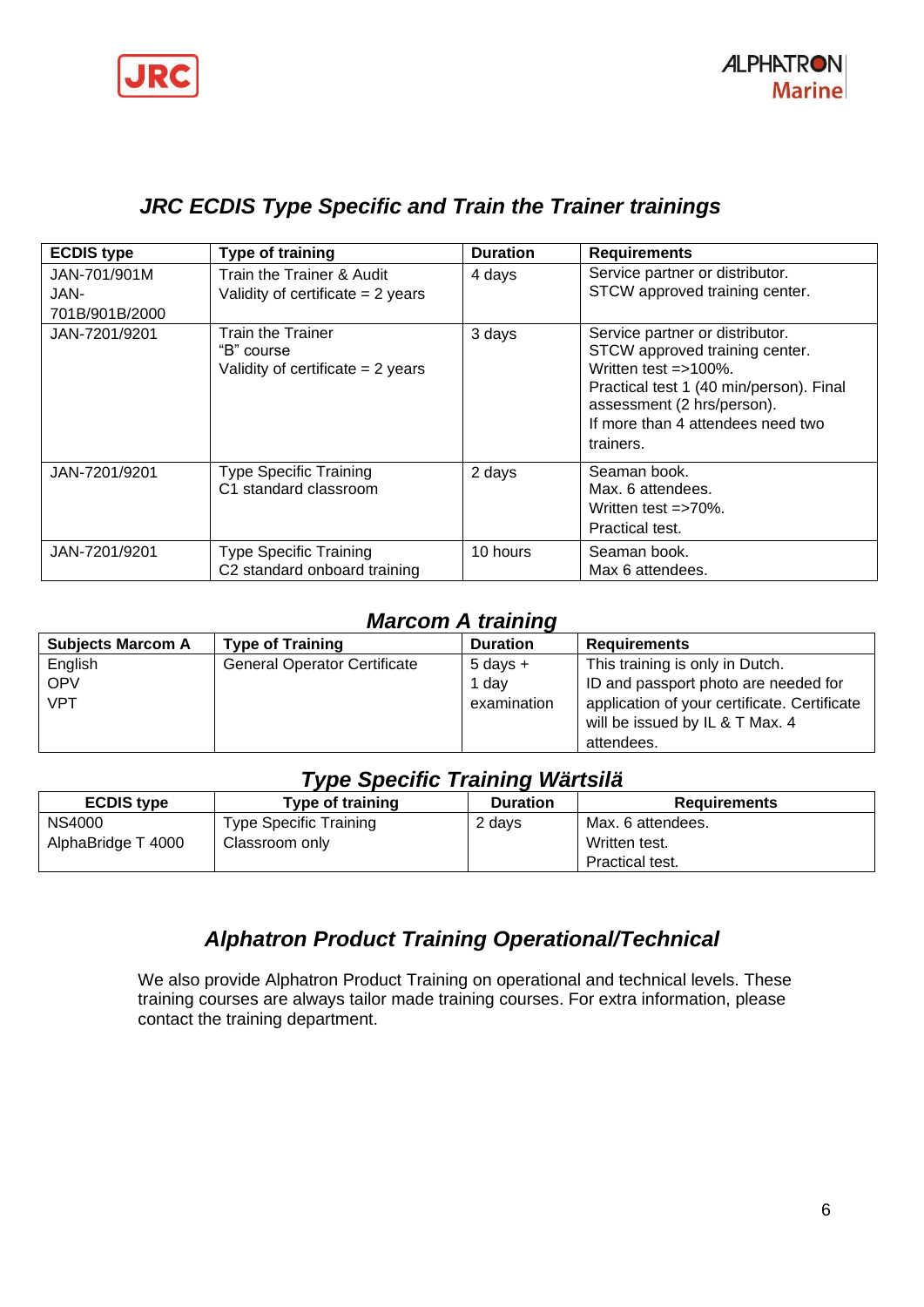## *JRC ECDIS Type Specific and Train the Trainer trainings*

| ECDIS type | Type of training | Duration | Requirements |
|---|---|---|---|
| JAN-701/901M JAN-701B/901B/2000 | Train the Trainer & Audit Validity of certificate = 2 years | 4 days | Service partner or distributor. STCW approved training center. |
| JAN-7201/9201 | Train the Trainer "B" course Validity of certificate = 2 years | 3 days | Service partner or distributor. STCW approved training center. Written test =>100%. Practical test 1 (40 min/person). Final assessment (2 hrs/person). If more than 4 attendees need two trainers. |
| JAN-7201/9201 | Type Specific Training C1 standard classroom | 2 days | Seaman book. Max. 6 attendees. Written test =>70%. Practical test. |
| JAN-7201/9201 | Type Specific Training C2 standard onboard training | 10 hours | Seaman book. Max 6 attendees. |

## *Marcom A training*

| Subjects Marcom A | Type of Training | Duration | Requirements |
|---|---|---|---|
| English OPV VPT | General Operator Certificate | 5 days + 1 day examination | This training is only in Dutch. ID and passport photo are needed for application of your certificate. Certificate will be issued by IL & T Max. 4 attendees. |

## *Type Specific Training Wärtsilä*

| ECDIS type | Type of training | Duration | Requirements |
|---|---|---|---|
| NS4000 AlphaBridge T 4000 | Type Specific Training Classroom only | 2 days | Max. 6 attendees. Written test. Practical test. |

## *Alphatron Product Training Operational/Technical*

We also provide Alphatron Product Training on operational and technical levels. These training courses are always tailor made training courses. For extra information, please contact the training department.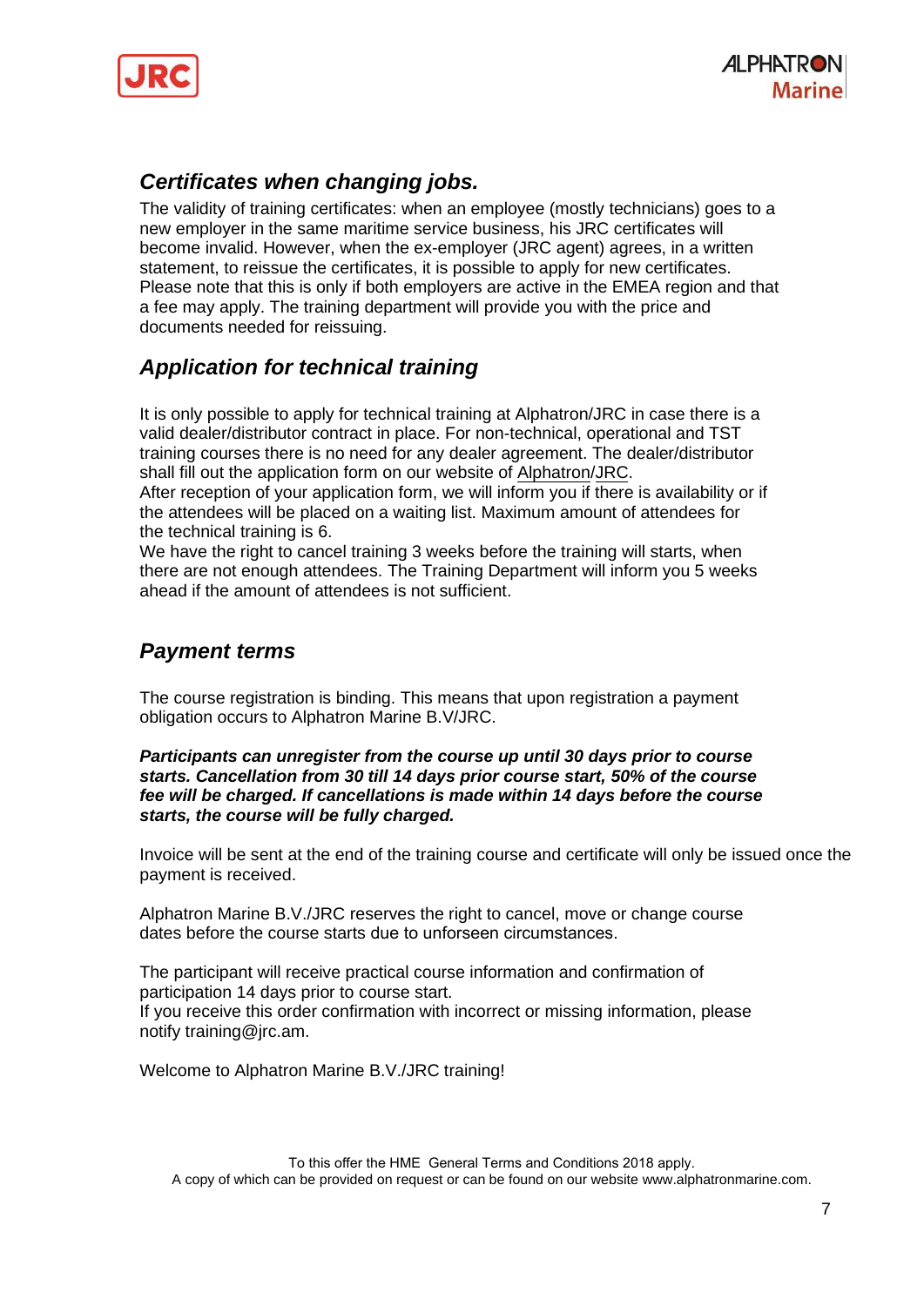## *Certificates when changing jobs.*

The validity of training certificates: when an employee (mostly technicians) goes to a new employer in the same maritime service business, his JRC certificates will become invalid. However, when the ex-employer (JRC agent) agrees, in a written statement, to reissue the certificates, it is possible to apply for new certificates. Please note that this is only if both employers are active in the EMEA region and that a fee may apply. The training department will provide you with the price and documents needed for reissuing.

## *Application for technical training*

It is only possible to apply for technical training at Alphatron/JRC in case there is a valid dealer/distributor contract in place. For non-technical, operational and TST training courses there is no need for any dealer agreement. The dealer/distributor shall fill out the application form on our website of Alphatron/JRC.
After reception of your application form, we will inform you if there is availability or if the attendees will be placed on a waiting list. Maximum amount of attendees for the technical training is 6.
We have the right to cancel training 3 weeks before the training will starts, when there are not enough attendees. The Training Department will inform you 5 weeks ahead if the amount of attendees is not sufficient.

## *Payment terms*

The course registration is binding. This means that upon registration a payment obligation occurs to Alphatron Marine B.V/JRC.

***Participants can unregister from the course up until 30 days prior to course starts. Cancellation from 30 till 14 days prior course start, 50% of the course fee will be charged. If cancellations is made within 14 days before the course starts, the course will be fully charged.***

Invoice will be sent at the end of the training course and certificate will only be issued once the payment is received.

Alphatron Marine B.V./JRC reserves the right to cancel, move or change course dates before the course starts due to unforseen circumstances.

The participant will receive practical course information and confirmation of participation 14 days prior to course start.
If you receive this order confirmation with incorrect or missing information, please notify training@jrc.am.

Welcome to Alphatron Marine B.V./JRC training!

To this offer the HME General Terms and Conditions 2018 apply.
A copy of which can be provided on request or can be found on our website www.alphatronmarine.com.